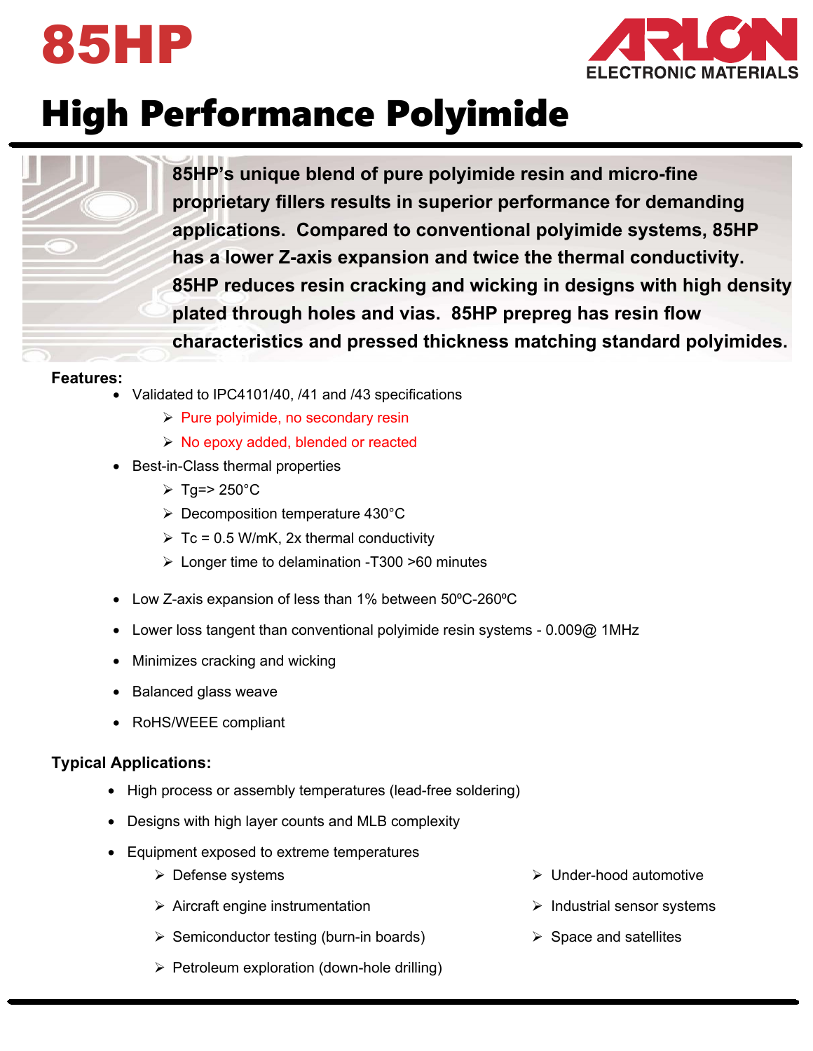# 85HP

ARLON ELECTRONIC MATERIALS

## High Performance Polyimide

**85HP's unique blend of pure polyimide resin and micro-fine proprietary fillers results in superior performance for demanding applications. Compared to conventional polyimide systems, 85HP has a lower Z-axis expansion and twice the thermal conductivity. 85HP reduces resin cracking and wicking in designs with high density plated through holes and vias. 85HP prepreg has resin flow characteristics and pressed thickness matching standard polyimides.**

**Features:**

- Validated to IPC4101/40, /41 and /43 specifications
  - Pure polyimide, no secondary resin
  - No epoxy added, blended or reacted
- Best-in-Class thermal properties
  - Tg=> 250°C
  - Decomposition temperature 430°C
  - Tc = 0.5 W/mK, 2x thermal conductivity
  - Longer time to delamination -T300 >60 minutes
- Low Z-axis expansion of less than 1% between 50ºC-260ºC
- Lower loss tangent than conventional polyimide resin systems - 0.009@ 1MHz
- Minimizes cracking and wicking
- Balanced glass weave
- RoHS/WEEE compliant

**Typical Applications:**

- High process or assembly temperatures (lead-free soldering)
- Designs with high layer counts and MLB complexity
- Equipment exposed to extreme temperatures
  - Defense systems
  - Aircraft engine instrumentation
  - Semiconductor testing (burn-in boards)
  - Petroleum exploration (down-hole drilling)
  - Under-hood automotive
  - Industrial sensor systems
  - Space and satellites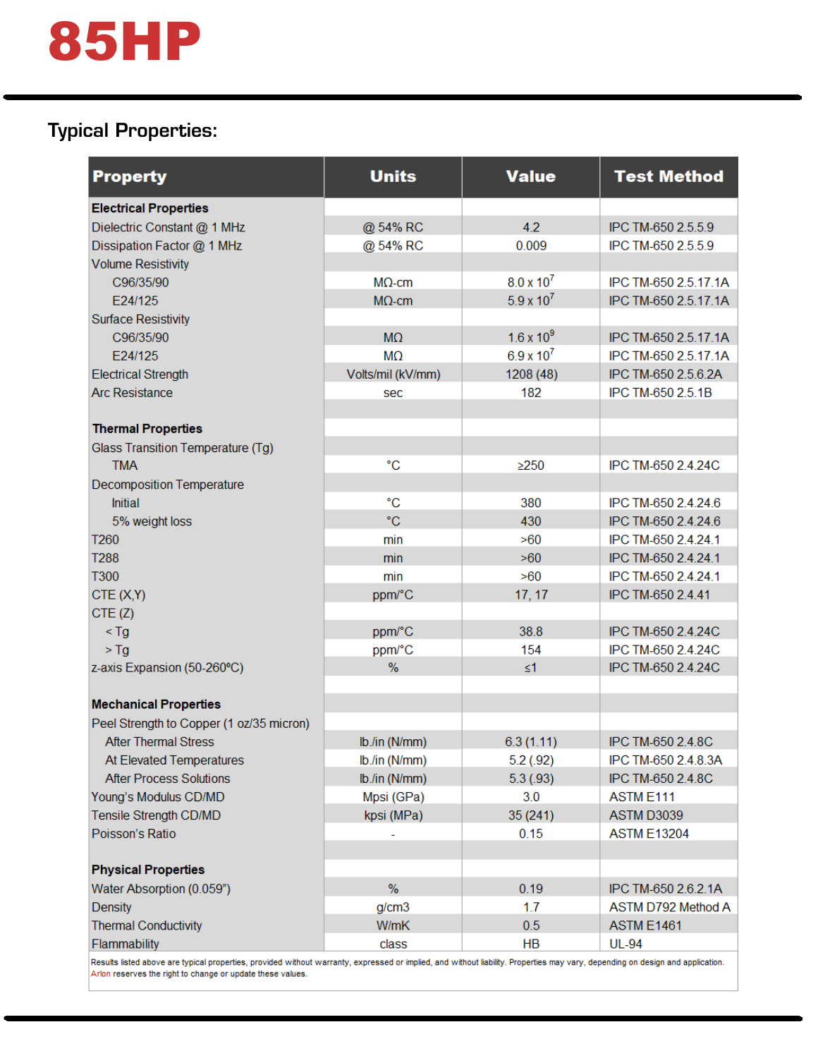# 85HP

## Typical Properties:

| Property | Units | Value | Test Method |
|---|---|---|---|
| **Electrical Properties** | | | |
| Dielectric Constant @ 1 MHz | @ 54% RC | 4.2 | IPC TM-650 2.5.5.9 |
| Dissipation Factor @ 1 MHz | @ 54% RC | 0.009 | IPC TM-650 2.5.5.9 |
| Volume Resistivity | | | |
| C96/35/90 | MΩ-cm | $8.0 \times 10^{7}$ | IPC TM-650 2.5.17.1A |
| E24/125 | MΩ-cm | $5.9 \times 10^{7}$ | IPC TM-650 2.5.17.1A |
| Surface Resistivity | | | |
| C96/35/90 | MΩ | $1.6 \times 10^{9}$ | IPC TM-650 2.5.17.1A |
| E24/125 | MΩ | $6.9 \times 10^{7}$ | IPC TM-650 2.5.17.1A |
| Electrical Strength | Volts/mil (kV/mm) | 1208 (48) | IPC TM-650 2.5.6.2A |
| Arc Resistance | sec | 182 | IPC TM-650 2.5.1B |
| | | | |
| **Thermal Properties** | | | |
| Glass Transition Temperature (Tg) | | | |
| TMA | °C | ≥250 | IPC TM-650 2.4.24C |
| Decomposition Temperature | | | |
| Initial | °C | 380 | IPC TM-650 2.4.24.6 |
| 5% weight loss | °C | 430 | IPC TM-650 2.4.24.6 |
| T260 | min | >60 | IPC TM-650 2.4.24.1 |
| T288 | min | >60 | IPC TM-650 2.4.24.1 |
| T300 | min | >60 | IPC TM-650 2.4.24.1 |
| CTE (X,Y) | ppm/°C | 17, 17 | IPC TM-650 2.4.41 |
| CTE (Z) | | | |
| < Tg | ppm/°C | 38.8 | IPC TM-650 2.4.24C |
| > Tg | ppm/°C | 154 | IPC TM-650 2.4.24C |
| z-axis Expansion (50-260°C) | % | ≤1 | IPC TM-650 2.4.24C |
| | | | |
| **Mechanical Properties** | | | |
| Peel Strength to Copper (1 oz/35 micron) | | | |
| After Thermal Stress | lb./in (N/mm) | 6.3 (1.11) | IPC TM-650 2.4.8C |
| At Elevated Temperatures | lb./in (N/mm) | 5.2 (.92) | IPC TM-650 2.4.8.3A |
| After Process Solutions | lb./in (N/mm) | 5.3 (.93) | IPC TM-650 2.4.8C |
| Young's Modulus CD/MD | Mpsi (GPa) | 3.0 | ASTM E111 |
| Tensile Strength CD/MD | kpsi (MPa) | 35 (241) | ASTM D3039 |
| Poisson's Ratio | - | 0.15 | ASTM E13204 |
| | | | |
| **Physical Properties** | | | |
| Water Absorption (0.059") | % | 0.19 | IPC TM-650 2.6.2.1A |
| Density | g/cm3 | 1.7 | ASTM D792 Method A |
| Thermal Conductivity | W/mK | 0.5 | ASTM E1461 |
| Flammability | class | HB | UL-94 |

Results listed above are typical properties, provided without warranty, expressed or implied, and without liability. Properties may vary, depending on design and application. Arlon reserves the right to change or update these values.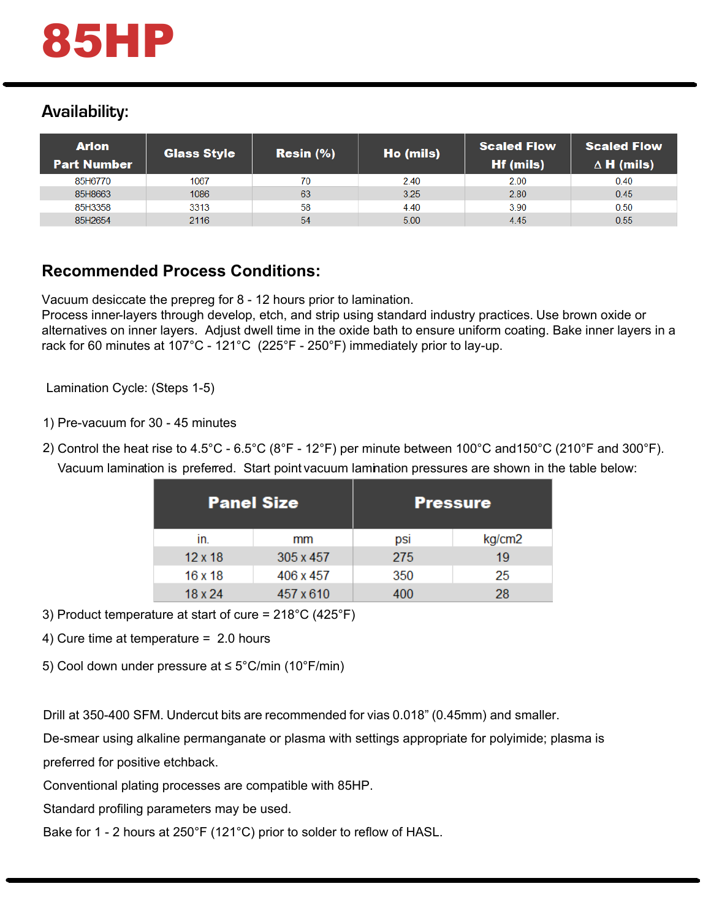# 85HP

## Availability:

| Arlon Part Number | Glass Style | Resin (%) | Ho (mils) | Scaled Flow Hf (mils) | Scaled Flow ∆ H (mils) |
|---|---|---|---|---|---|
| 85H6770 | 1067 | 70 | 2.40 | 2.00 | 0.40 |
| 85H8663 | 1086 | 63 | 3.25 | 2.80 | 0.45 |
| 85H3358 | 3313 | 58 | 4.40 | 3.90 | 0.50 |
| 85H2654 | 2116 | 54 | 5.00 | 4.45 | 0.55 |

## Recommended Process Conditions:

Vacuum desiccate the prepreg for 8 - 12 hours prior to lamination.
Process inner-layers through develop, etch, and strip using standard industry practices. Use brown oxide or alternatives on inner layers. Adjust dwell time in the oxide bath to ensure uniform coating. Bake inner layers in a rack for 60 minutes at 107°C - 121°C (225°F - 250°F) immediately prior to lay-up.

Lamination Cycle: (Steps 1-5)

1) Pre-vacuum for 30 - 45 minutes

2) Control the heat rise to 4.5°C - 6.5°C (8°F - 12°F) per minute between 100°C and150°C (210°F and 300°F). Vacuum lamination is preferred. Start point vacuum lamination pressures are shown in the table below:

| Panel Size | | Pressure | |
|---|---|---|---|
| in. | mm | psi | kg/cm2 |
| 12 x 18 | 305 x 457 | 275 | 19 |
| 16 x 18 | 406 x 457 | 350 | 25 |
| 18 x 24 | 457 x 610 | 400 | 28 |

3) Product temperature at start of cure = 218°C (425°F)

4) Cure time at temperature = 2.0 hours

5) Cool down under pressure at ≤ 5°C/min (10°F/min)

Drill at 350-400 SFM. Undercut bits are recommended for vias 0.018” (0.45mm) and smaller.

De-smear using alkaline permanganate or plasma with settings appropriate for polyimide; plasma is preferred for positive etchback.

Conventional plating processes are compatible with 85HP.

Standard profiling parameters may be used.

Bake for 1 - 2 hours at 250°F (121°C) prior to solder to reflow of HASL.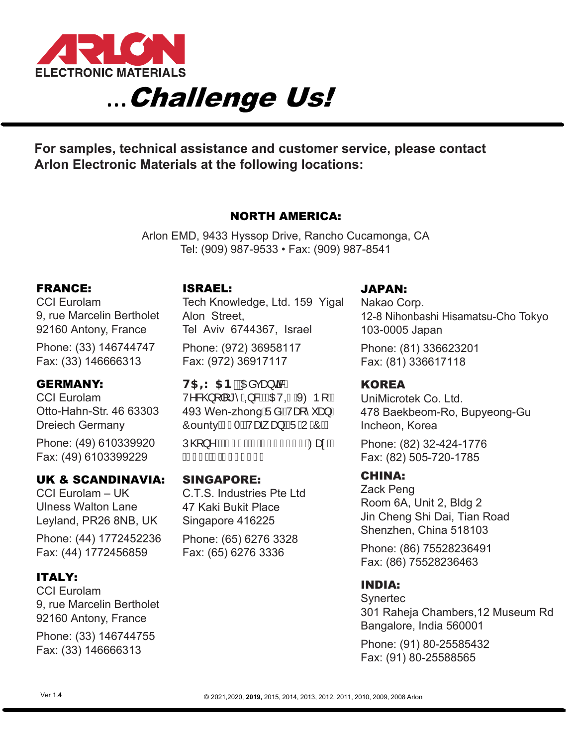# ARLON ELECTRONIC MATERIALS

## ...*Challenge Us!*

**For samples, technical assistance and customer service, please contact Arlon Electronic Materials at the following locations:**

### NORTH AMERICA:

Arlon EMD, 9433 Hyssop Drive, Rancho Cucamonga, CA
Tel: (909) 987-9533 • Fax: (909) 987-8541

### FRANCE:

CCI Eurolam
9, rue Marcelin Bertholet
92160 Antony, France

Phone: (33) 146744747
Fax: (33) 146666313

### GERMANY:

CCI Eurolam
Otto-Hahn-Str. 46 63303
Dreiech Germany

Phone: (49) 610339920
Fax: (49) 6103399229

### UK & SCANDINAVIA:

CCI Eurolam – UK
Ulness Walton Lane
Leyland, PR26 8NB, UK

Phone: (44) 1772452236
Fax: (44) 1772456859

### ITALY:

CCI Eurolam
9, rue Marcelin Bertholet
92160 Antony, France

Phone: (33) 146744755
Fax: (33) 146666313

### ISRAEL:

Tech Knowledge, Ltd. 159 Yigal Alon Street,
Tel Aviv 6744367, Israel

Phone: (972) 36958117
Fax: (972) 36917117

### TAIWAN: Advantec

Technology Inc. (ATI) 9F, No.
493 Wen-zhong Rd, Taoyuan
County 330, Taiwan, R.O.C.

Phone:
Fax:

### SINGAPORE:

C.T.S. Industries Pte Ltd
47 Kaki Bukit Place
Singapore 416225

Phone: (65) 6276 3328
Fax: (65) 6276 3336

### JAPAN:

Nakao Corp.
12-8 Nihonbashi Hisamatsu-Cho Tokyo
103-0005 Japan

Phone: (81) 336623201
Fax: (81) 336617118

### KOREA

UniMicrotek Co. Ltd.
478 Baekbeom-Ro, Bupyeong-Gu
Incheon, Korea

Phone: (82) 32-424-1776
Fax: (82) 505-720-1785

### CHINA:

Zack Peng
Room 6A, Unit 2, Bldg 2
Jin Cheng Shi Dai, Tian Road
Shenzhen, China 518103

Phone: (86) 75528236491
Fax: (86) 75528236463

### INDIA:

Synertec
301 Raheja Chambers,12 Museum Rd
Bangalore, India 560001

Phone: (91) 80-25585432
Fax: (91) 80-25588565

Ver 1.**4**

© 2021,2020, **2019,** 2015, 2014, 2013, 2012, 2011, 2010, 2009, 2008 Arlon